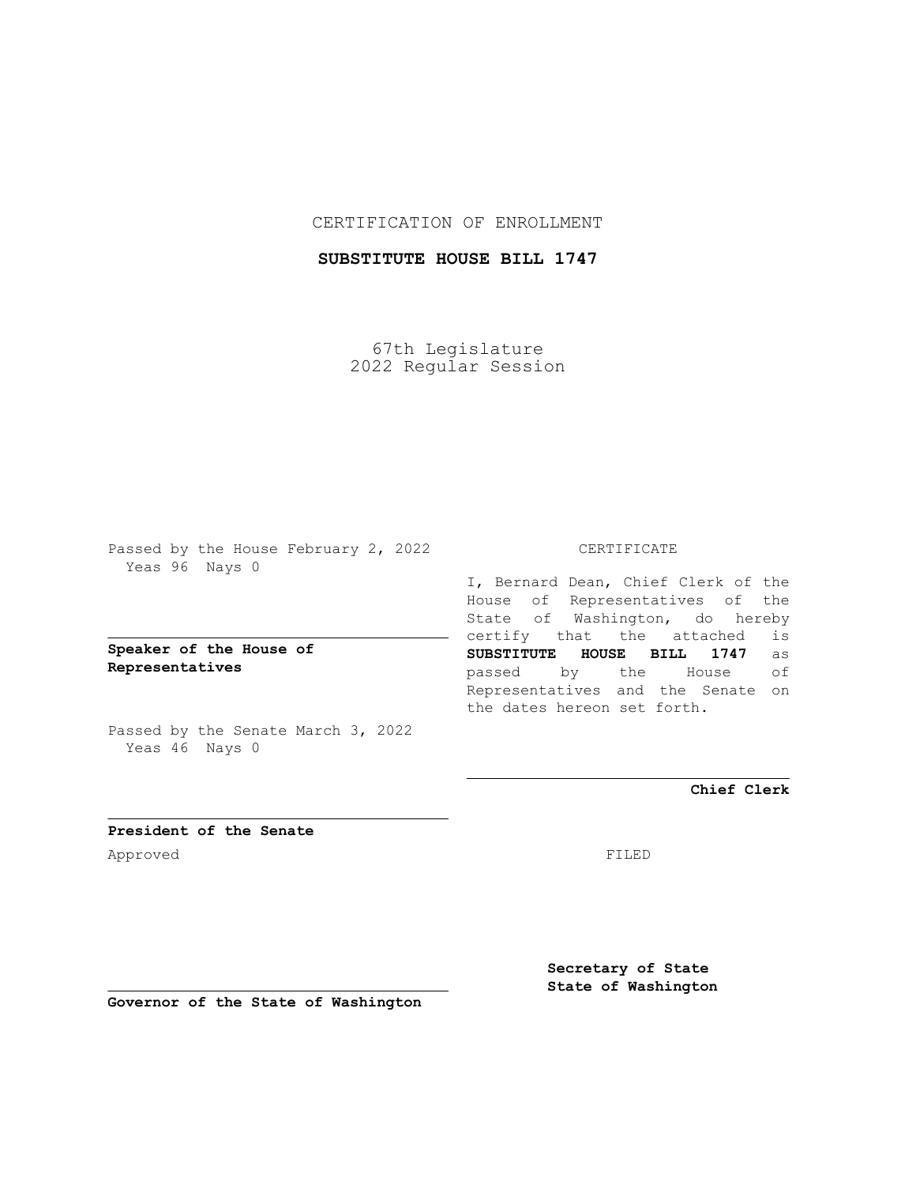CERTIFICATION OF ENROLLMENT

**SUBSTITUTE HOUSE BILL 1747**

67th Legislature
2022 Regular Session

Passed by the House February 2, 2022
Yeas 96 Nays 0

**Speaker of the House of Representatives**

Passed by the Senate March 3, 2022
Yeas 46 Nays 0

**President of the Senate**

Approved

**Governor of the State of Washington**

CERTIFICATE

I, Bernard Dean, Chief Clerk of the House of Representatives of the State of Washington, do hereby certify that the attached is **SUBSTITUTE HOUSE BILL 1747** as passed by the House of Representatives and the Senate on the dates hereon set forth.

**Chief Clerk**

FILED

**Secretary of State**
**State of Washington**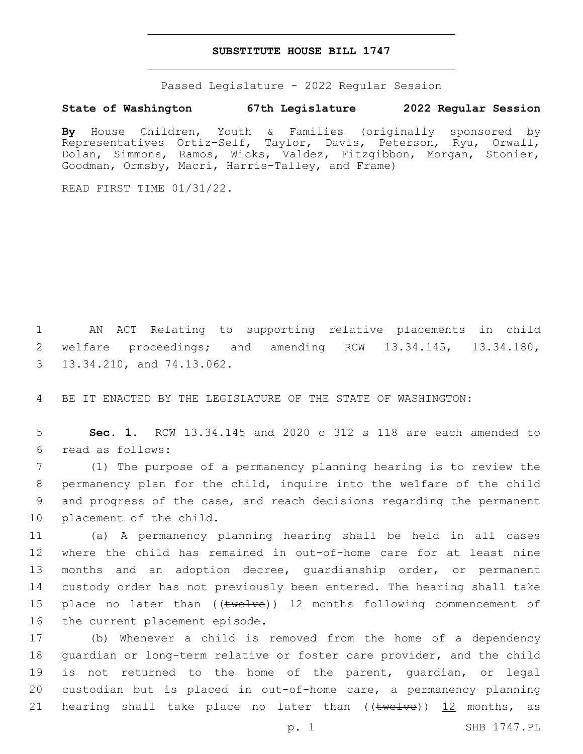**SUBSTITUTE HOUSE BILL 1747**

Passed Legislature - 2022 Regular Session

**State of Washington 67th Legislature 2022 Regular Session**

**By** House Children, Youth & Families (originally sponsored by Representatives Ortiz-Self, Taylor, Davis, Peterson, Ryu, Orwall, Dolan, Simmons, Ramos, Wicks, Valdez, Fitzgibbon, Morgan, Stonier, Goodman, Ormsby, Macri, Harris-Talley, and Frame)

READ FIRST TIME 01/31/22.

1 AN ACT Relating to supporting relative placements in child 2 welfare proceedings; and amending RCW 13.34.145, 13.34.180, 3 13.34.210, and 74.13.062.

4 BE IT ENACTED BY THE LEGISLATURE OF THE STATE OF WASHINGTON:

5 **Sec. 1.** RCW 13.34.145 and 2020 c 312 s 118 are each amended to 6 read as follows:

7 (1) The purpose of a permanency planning hearing is to review the 8 permanency plan for the child, inquire into the welfare of the child 9 and progress of the case, and reach decisions regarding the permanent 10 placement of the child.

11 (a) A permanency planning hearing shall be held in all cases 12 where the child has remained in out-of-home care for at least nine 13 months and an adoption decree, guardianship order, or permanent 14 custody order has not previously been entered. The hearing shall take 15 place no later than ((~~twelve~~)) 12 months following commencement of 16 the current placement episode.

17 (b) Whenever a child is removed from the home of a dependency 18 guardian or long-term relative or foster care provider, and the child 19 is not returned to the home of the parent, guardian, or legal 20 custodian but is placed in out-of-home care, a permanency planning 21 hearing shall take place no later than ((~~twelve~~)) 12 months, as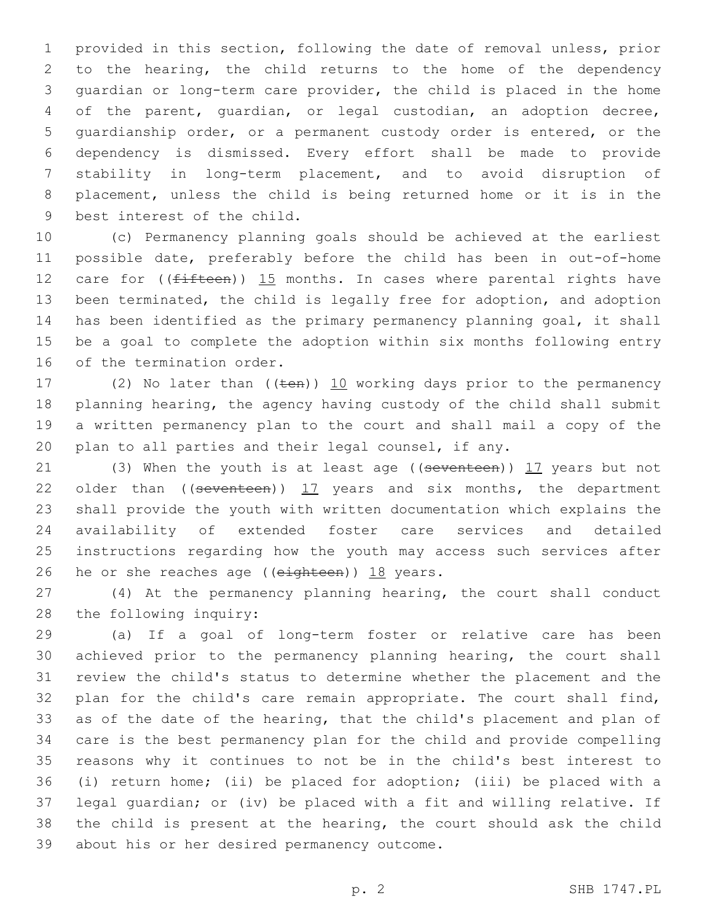provided in this section, following the date of removal unless, prior to the hearing, the child returns to the home of the dependency guardian or long-term care provider, the child is placed in the home of the parent, guardian, or legal custodian, an adoption decree, guardianship order, or a permanent custody order is entered, or the dependency is dismissed. Every effort shall be made to provide stability in long-term placement, and to avoid disruption of placement, unless the child is being returned home or it is in the best interest of the child.

(c) Permanency planning goals should be achieved at the earliest possible date, preferably before the child has been in out-of-home care for ((~~fifteen~~)) <u>15</u> months. In cases where parental rights have been terminated, the child is legally free for adoption, and adoption has been identified as the primary permanency planning goal, it shall be a goal to complete the adoption within six months following entry of the termination order.

(2) No later than ((~~ten~~)) <u>10</u> working days prior to the permanency planning hearing, the agency having custody of the child shall submit a written permanency plan to the court and shall mail a copy of the plan to all parties and their legal counsel, if any.

(3) When the youth is at least age ((~~seventeen~~)) <u>17</u> years but not older than ((~~seventeen~~)) <u>17</u> years and six months, the department shall provide the youth with written documentation which explains the availability of extended foster care services and detailed instructions regarding how the youth may access such services after he or she reaches age ((~~eighteen~~)) <u>18</u> years.

(4) At the permanency planning hearing, the court shall conduct the following inquiry:

(a) If a goal of long-term foster or relative care has been achieved prior to the permanency planning hearing, the court shall review the child's status to determine whether the placement and the plan for the child's care remain appropriate. The court shall find, as of the date of the hearing, that the child's placement and plan of care is the best permanency plan for the child and provide compelling reasons why it continues to not be in the child's best interest to (i) return home; (ii) be placed for adoption; (iii) be placed with a legal guardian; or (iv) be placed with a fit and willing relative. If the child is present at the hearing, the court should ask the child about his or her desired permanency outcome.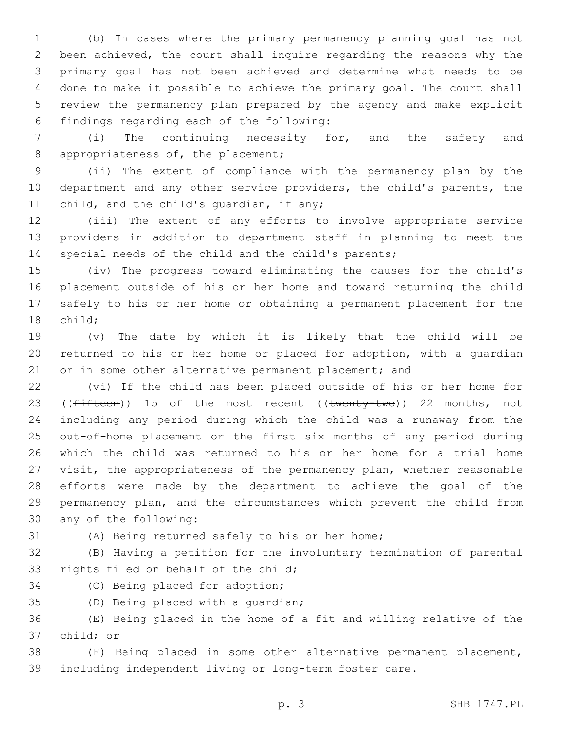(b) In cases where the primary permanency planning goal has not been achieved, the court shall inquire regarding the reasons why the primary goal has not been achieved and determine what needs to be done to make it possible to achieve the primary goal. The court shall review the permanency plan prepared by the agency and make explicit findings regarding each of the following:

(i) The continuing necessity for, and the safety and appropriateness of, the placement;

(ii) The extent of compliance with the permanency plan by the department and any other service providers, the child's parents, the child, and the child's guardian, if any;

(iii) The extent of any efforts to involve appropriate service providers in addition to department staff in planning to meet the special needs of the child and the child's parents;

(iv) The progress toward eliminating the causes for the child's placement outside of his or her home and toward returning the child safely to his or her home or obtaining a permanent placement for the child;

(v) The date by which it is likely that the child will be returned to his or her home or placed for adoption, with a guardian or in some other alternative permanent placement; and

(vi) If the child has been placed outside of his or her home for ((~~fifteen~~)) <u>15</u> of the most recent ((~~twenty-two~~)) <u>22</u> months, not including any period during which the child was a runaway from the out-of-home placement or the first six months of any period during which the child was returned to his or her home for a trial home visit, the appropriateness of the permanency plan, whether reasonable efforts were made by the department to achieve the goal of the permanency plan, and the circumstances which prevent the child from any of the following:

(A) Being returned safely to his or her home;

(B) Having a petition for the involuntary termination of parental rights filed on behalf of the child;

(C) Being placed for adoption;

(D) Being placed with a guardian;

(E) Being placed in the home of a fit and willing relative of the child; or

(F) Being placed in some other alternative permanent placement, including independent living or long-term foster care.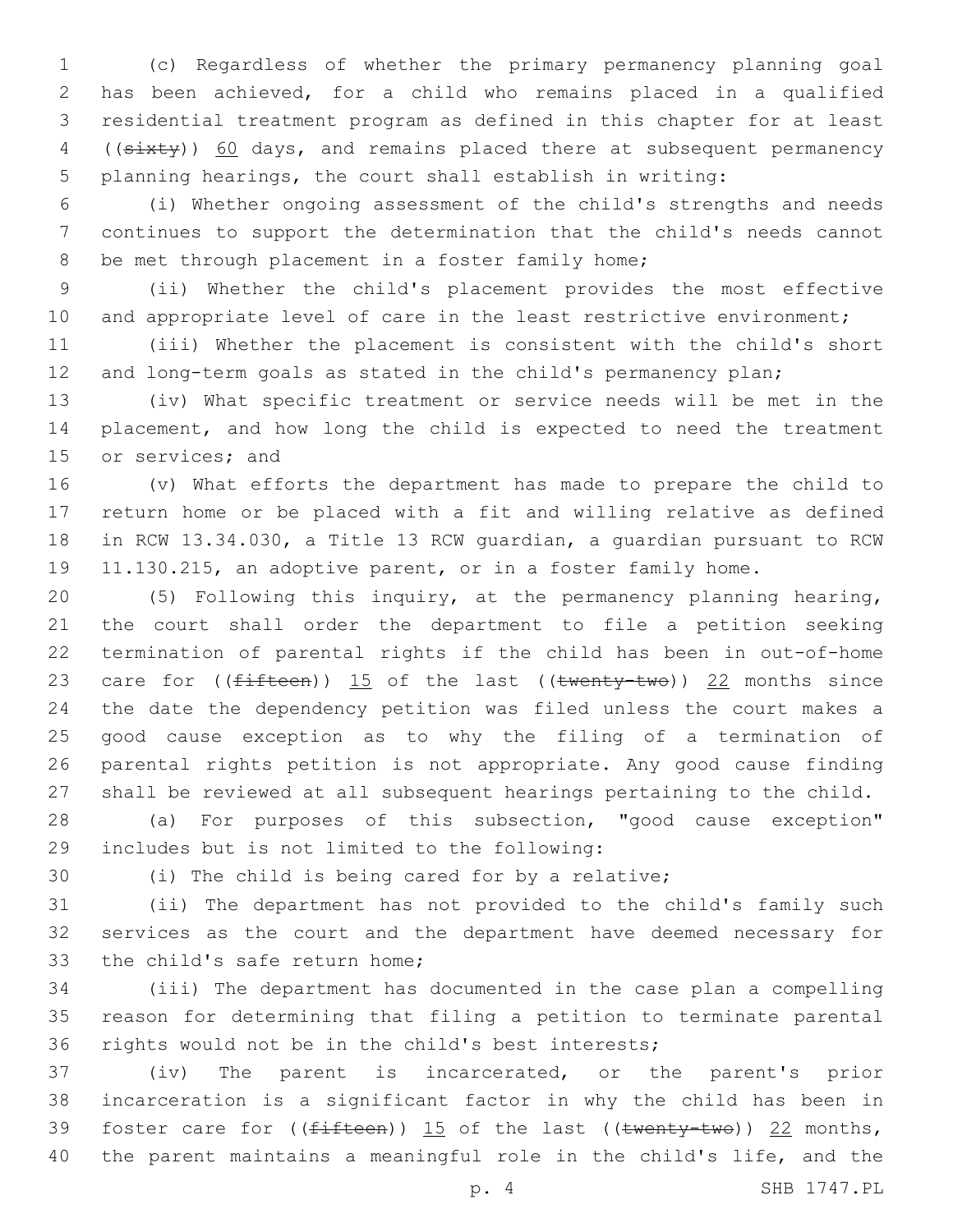(c) Regardless of whether the primary permanency planning goal has been achieved, for a child who remains placed in a qualified residential treatment program as defined in this chapter for at least ((~~sixty~~)) 60 days, and remains placed there at subsequent permanency planning hearings, the court shall establish in writing:

(i) Whether ongoing assessment of the child's strengths and needs continues to support the determination that the child's needs cannot be met through placement in a foster family home;

(ii) Whether the child's placement provides the most effective and appropriate level of care in the least restrictive environment;

(iii) Whether the placement is consistent with the child's short and long-term goals as stated in the child's permanency plan;

(iv) What specific treatment or service needs will be met in the placement, and how long the child is expected to need the treatment or services; and

(v) What efforts the department has made to prepare the child to return home or be placed with a fit and willing relative as defined in RCW 13.34.030, a Title 13 RCW guardian, a guardian pursuant to RCW 11.130.215, an adoptive parent, or in a foster family home.

(5) Following this inquiry, at the permanency planning hearing, the court shall order the department to file a petition seeking termination of parental rights if the child has been in out-of-home care for ((~~fifteen~~)) 15 of the last ((~~twenty-two~~)) 22 months since the date the dependency petition was filed unless the court makes a good cause exception as to why the filing of a termination of parental rights petition is not appropriate. Any good cause finding shall be reviewed at all subsequent hearings pertaining to the child.

(a) For purposes of this subsection, "good cause exception" includes but is not limited to the following:

(i) The child is being cared for by a relative;

(ii) The department has not provided to the child's family such services as the court and the department have deemed necessary for the child's safe return home;

(iii) The department has documented in the case plan a compelling reason for determining that filing a petition to terminate parental rights would not be in the child's best interests;

(iv) The parent is incarcerated, or the parent's prior incarceration is a significant factor in why the child has been in foster care for ((~~fifteen~~)) 15 of the last ((~~twenty-two~~)) 22 months, the parent maintains a meaningful role in the child's life, and the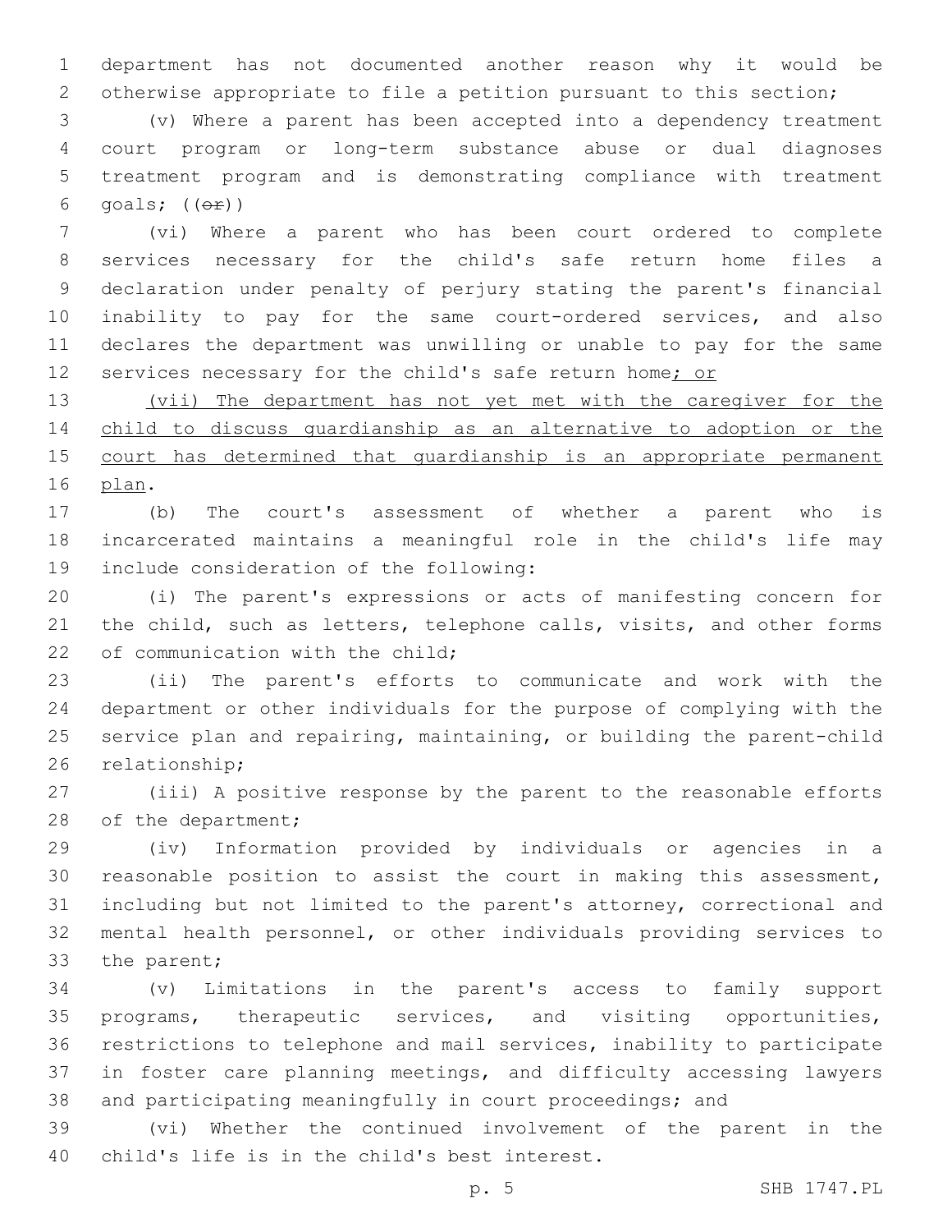department has not documented another reason why it would be otherwise appropriate to file a petition pursuant to this section;

(v) Where a parent has been accepted into a dependency treatment court program or long-term substance abuse or dual diagnoses treatment program and is demonstrating compliance with treatment goals; ((~~or~~))

(vi) Where a parent who has been court ordered to complete services necessary for the child's safe return home files a declaration under penalty of perjury stating the parent's financial inability to pay for the same court-ordered services, and also declares the department was unwilling or unable to pay for the same services necessary for the child's safe return home<u>; or</u>

<u>(vii) The department has not yet met with the caregiver for the child to discuss guardianship as an alternative to adoption or the court has determined that guardianship is an appropriate permanent plan</u>.

(b) The court's assessment of whether a parent who is incarcerated maintains a meaningful role in the child's life may include consideration of the following:

(i) The parent's expressions or acts of manifesting concern for the child, such as letters, telephone calls, visits, and other forms of communication with the child;

(ii) The parent's efforts to communicate and work with the department or other individuals for the purpose of complying with the service plan and repairing, maintaining, or building the parent-child relationship;

(iii) A positive response by the parent to the reasonable efforts of the department;

(iv) Information provided by individuals or agencies in a reasonable position to assist the court in making this assessment, including but not limited to the parent's attorney, correctional and mental health personnel, or other individuals providing services to the parent;

(v) Limitations in the parent's access to family support programs, therapeutic services, and visiting opportunities, restrictions to telephone and mail services, inability to participate in foster care planning meetings, and difficulty accessing lawyers and participating meaningfully in court proceedings; and

(vi) Whether the continued involvement of the parent in the child's life is in the child's best interest.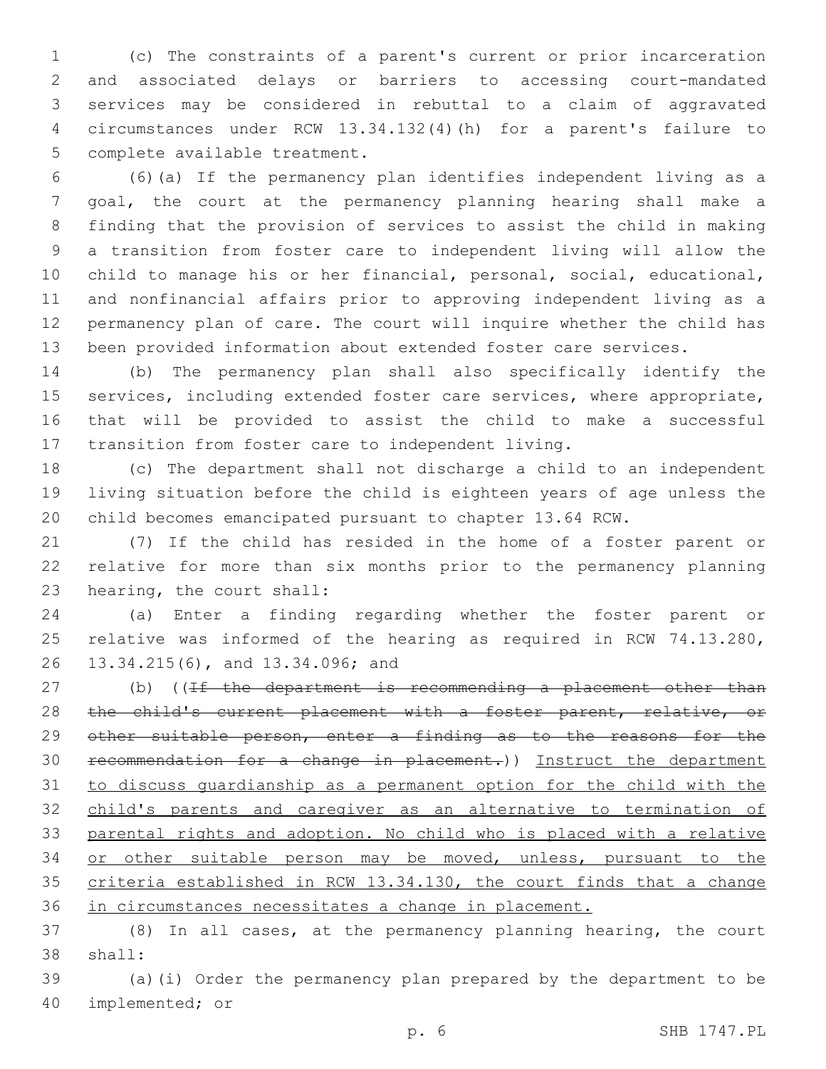(c) The constraints of a parent's current or prior incarceration and associated delays or barriers to accessing court-mandated services may be considered in rebuttal to a claim of aggravated circumstances under RCW 13.34.132(4)(h) for a parent's failure to complete available treatment.

(6)(a) If the permanency plan identifies independent living as a goal, the court at the permanency planning hearing shall make a finding that the provision of services to assist the child in making a transition from foster care to independent living will allow the child to manage his or her financial, personal, social, educational, and nonfinancial affairs prior to approving independent living as a permanency plan of care. The court will inquire whether the child has been provided information about extended foster care services.

(b) The permanency plan shall also specifically identify the services, including extended foster care services, where appropriate, that will be provided to assist the child to make a successful transition from foster care to independent living.

(c) The department shall not discharge a child to an independent living situation before the child is eighteen years of age unless the child becomes emancipated pursuant to chapter 13.64 RCW.

(7) If the child has resided in the home of a foster parent or relative for more than six months prior to the permanency planning hearing, the court shall:

(a) Enter a finding regarding whether the foster parent or relative was informed of the hearing as required in RCW 74.13.280, 13.34.215(6), and 13.34.096; and

(b) ((~~If the department is recommending a placement other than the child's current placement with a foster parent, relative, or other suitable person, enter a finding as to the reasons for the recommendation for a change in placement.~~)) <u>Instruct the department to discuss guardianship as a permanent option for the child with the child's parents and caregiver as an alternative to termination of parental rights and adoption. No child who is placed with a relative or other suitable person may be moved, unless, pursuant to the criteria established in RCW 13.34.130, the court finds that a change in circumstances necessitates a change in placement.</u>

(8) In all cases, at the permanency planning hearing, the court shall:

(a)(i) Order the permanency plan prepared by the department to be implemented; or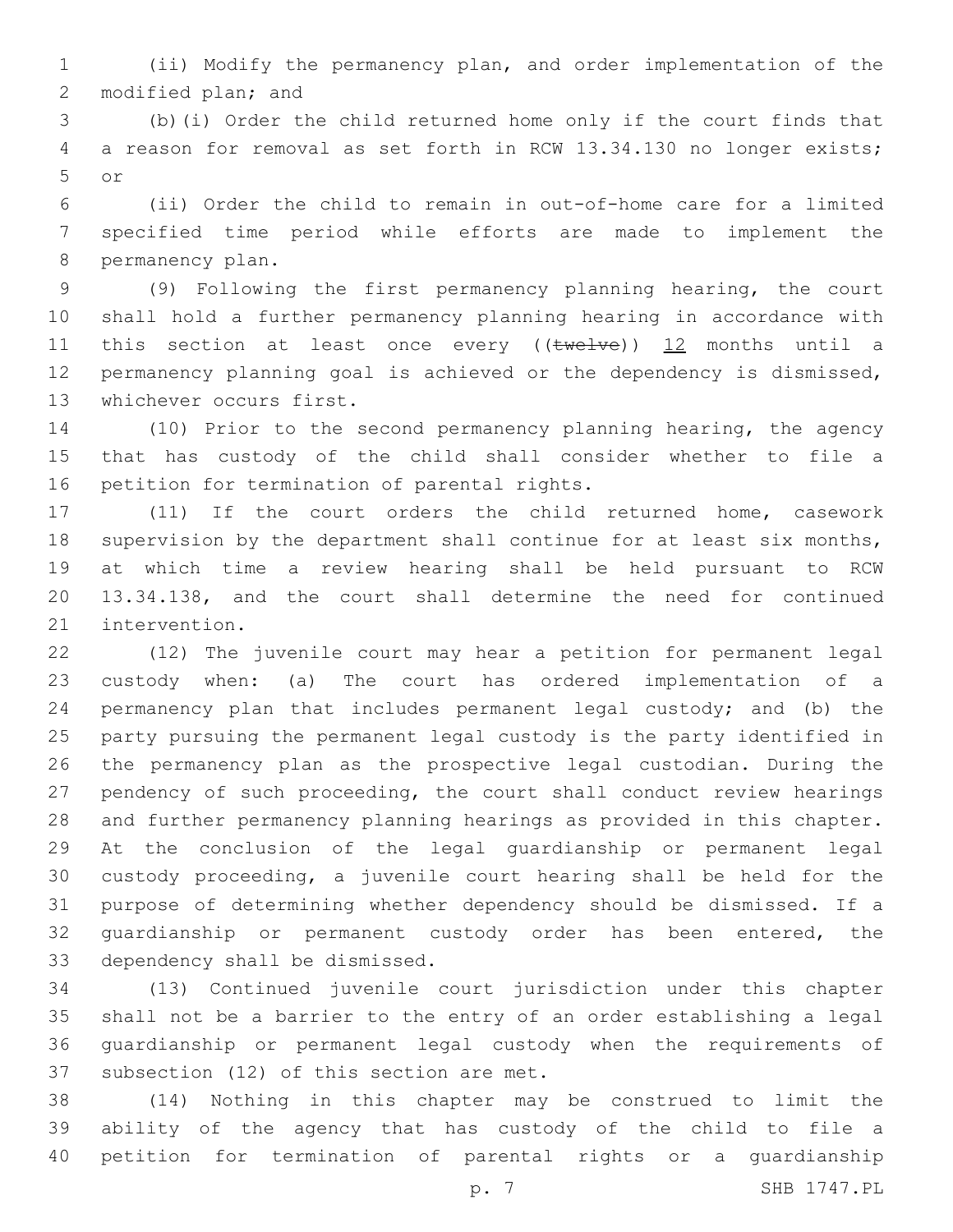(ii) Modify the permanency plan, and order implementation of the modified plan; and

(b)(i) Order the child returned home only if the court finds that a reason for removal as set forth in RCW 13.34.130 no longer exists; or

(ii) Order the child to remain in out-of-home care for a limited specified time period while efforts are made to implement the permanency plan.

(9) Following the first permanency planning hearing, the court shall hold a further permanency planning hearing in accordance with this section at least once every ((~~twelve~~)) 12 months until a permanency planning goal is achieved or the dependency is dismissed, whichever occurs first.

(10) Prior to the second permanency planning hearing, the agency that has custody of the child shall consider whether to file a petition for termination of parental rights.

(11) If the court orders the child returned home, casework supervision by the department shall continue for at least six months, at which time a review hearing shall be held pursuant to RCW 13.34.138, and the court shall determine the need for continued intervention.

(12) The juvenile court may hear a petition for permanent legal custody when: (a) The court has ordered implementation of a permanency plan that includes permanent legal custody; and (b) the party pursuing the permanent legal custody is the party identified in the permanency plan as the prospective legal custodian. During the pendency of such proceeding, the court shall conduct review hearings and further permanency planning hearings as provided in this chapter. At the conclusion of the legal guardianship or permanent legal custody proceeding, a juvenile court hearing shall be held for the purpose of determining whether dependency should be dismissed. If a guardianship or permanent custody order has been entered, the dependency shall be dismissed.

(13) Continued juvenile court jurisdiction under this chapter shall not be a barrier to the entry of an order establishing a legal guardianship or permanent legal custody when the requirements of subsection (12) of this section are met.

(14) Nothing in this chapter may be construed to limit the ability of the agency that has custody of the child to file a petition for termination of parental rights or a guardianship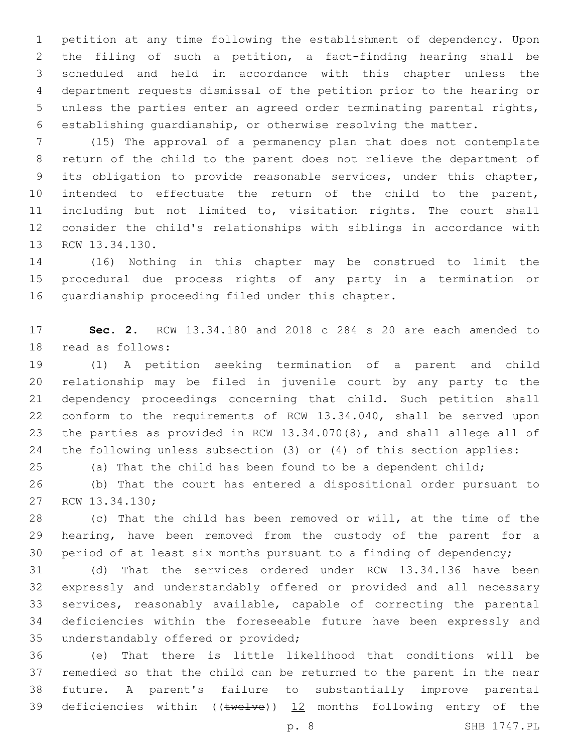petition at any time following the establishment of dependency. Upon the filing of such a petition, a fact-finding hearing shall be scheduled and held in accordance with this chapter unless the department requests dismissal of the petition prior to the hearing or unless the parties enter an agreed order terminating parental rights, establishing guardianship, or otherwise resolving the matter.

(15) The approval of a permanency plan that does not contemplate return of the child to the parent does not relieve the department of its obligation to provide reasonable services, under this chapter, intended to effectuate the return of the child to the parent, including but not limited to, visitation rights. The court shall consider the child's relationships with siblings in accordance with RCW 13.34.130.

(16) Nothing in this chapter may be construed to limit the procedural due process rights of any party in a termination or guardianship proceeding filed under this chapter.

**Sec. 2.** RCW 13.34.180 and 2018 c 284 s 20 are each amended to read as follows:

(1) A petition seeking termination of a parent and child relationship may be filed in juvenile court by any party to the dependency proceedings concerning that child. Such petition shall conform to the requirements of RCW 13.34.040, shall be served upon the parties as provided in RCW 13.34.070(8), and shall allege all of the following unless subsection (3) or (4) of this section applies:

(a) That the child has been found to be a dependent child;

(b) That the court has entered a dispositional order pursuant to RCW 13.34.130;

(c) That the child has been removed or will, at the time of the hearing, have been removed from the custody of the parent for a period of at least six months pursuant to a finding of dependency;

(d) That the services ordered under RCW 13.34.136 have been expressly and understandably offered or provided and all necessary services, reasonably available, capable of correcting the parental deficiencies within the foreseeable future have been expressly and understandably offered or provided;

(e) That there is little likelihood that conditions will be remedied so that the child can be returned to the parent in the near future. A parent's failure to substantially improve parental deficiencies within ((~~twelve~~)) <u>12</u> months following entry of the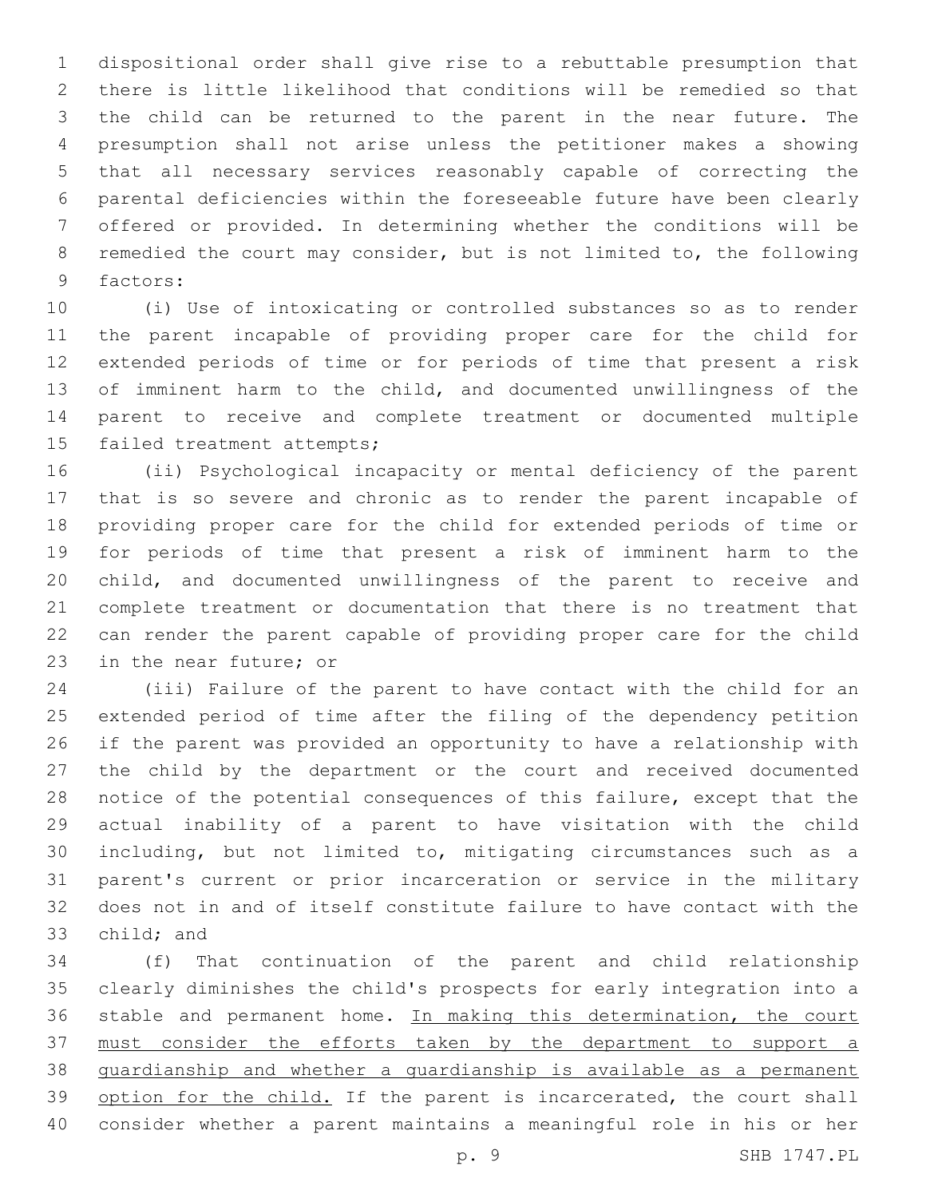dispositional order shall give rise to a rebuttable presumption that there is little likelihood that conditions will be remedied so that the child can be returned to the parent in the near future. The presumption shall not arise unless the petitioner makes a showing that all necessary services reasonably capable of correcting the parental deficiencies within the foreseeable future have been clearly offered or provided. In determining whether the conditions will be remedied the court may consider, but is not limited to, the following factors:

(i) Use of intoxicating or controlled substances so as to render the parent incapable of providing proper care for the child for extended periods of time or for periods of time that present a risk of imminent harm to the child, and documented unwillingness of the parent to receive and complete treatment or documented multiple failed treatment attempts;

(ii) Psychological incapacity or mental deficiency of the parent that is so severe and chronic as to render the parent incapable of providing proper care for the child for extended periods of time or for periods of time that present a risk of imminent harm to the child, and documented unwillingness of the parent to receive and complete treatment or documentation that there is no treatment that can render the parent capable of providing proper care for the child in the near future; or

(iii) Failure of the parent to have contact with the child for an extended period of time after the filing of the dependency petition if the parent was provided an opportunity to have a relationship with the child by the department or the court and received documented notice of the potential consequences of this failure, except that the actual inability of a parent to have visitation with the child including, but not limited to, mitigating circumstances such as a parent's current or prior incarceration or service in the military does not in and of itself constitute failure to have contact with the child; and

(f) That continuation of the parent and child relationship clearly diminishes the child's prospects for early integration into a stable and permanent home. <u>In making this determination, the court must consider the efforts taken by the department to support a guardianship and whether a guardianship is available as a permanent option for the child.</u> If the parent is incarcerated, the court shall consider whether a parent maintains a meaningful role in his or her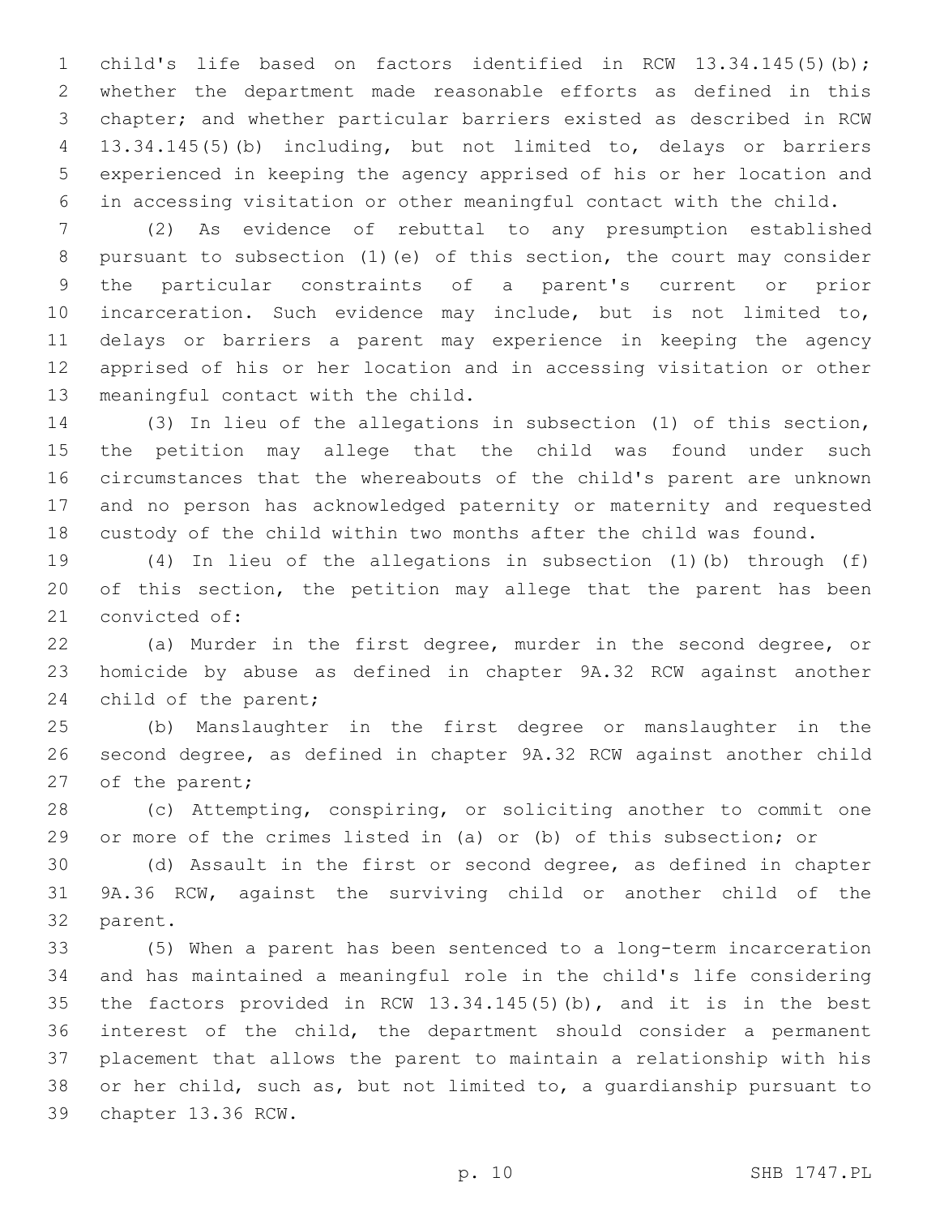child's life based on factors identified in RCW 13.34.145(5)(b); whether the department made reasonable efforts as defined in this chapter; and whether particular barriers existed as described in RCW 13.34.145(5)(b) including, but not limited to, delays or barriers experienced in keeping the agency apprised of his or her location and in accessing visitation or other meaningful contact with the child.

(2) As evidence of rebuttal to any presumption established pursuant to subsection (1)(e) of this section, the court may consider the particular constraints of a parent's current or prior incarceration. Such evidence may include, but is not limited to, delays or barriers a parent may experience in keeping the agency apprised of his or her location and in accessing visitation or other meaningful contact with the child.

(3) In lieu of the allegations in subsection (1) of this section, the petition may allege that the child was found under such circumstances that the whereabouts of the child's parent are unknown and no person has acknowledged paternity or maternity and requested custody of the child within two months after the child was found.

(4) In lieu of the allegations in subsection (1)(b) through (f) of this section, the petition may allege that the parent has been convicted of:

(a) Murder in the first degree, murder in the second degree, or homicide by abuse as defined in chapter 9A.32 RCW against another child of the parent;

(b) Manslaughter in the first degree or manslaughter in the second degree, as defined in chapter 9A.32 RCW against another child of the parent;

(c) Attempting, conspiring, or soliciting another to commit one or more of the crimes listed in (a) or (b) of this subsection; or

(d) Assault in the first or second degree, as defined in chapter 9A.36 RCW, against the surviving child or another child of the parent.

(5) When a parent has been sentenced to a long-term incarceration and has maintained a meaningful role in the child's life considering the factors provided in RCW 13.34.145(5)(b), and it is in the best interest of the child, the department should consider a permanent placement that allows the parent to maintain a relationship with his or her child, such as, but not limited to, a guardianship pursuant to chapter 13.36 RCW.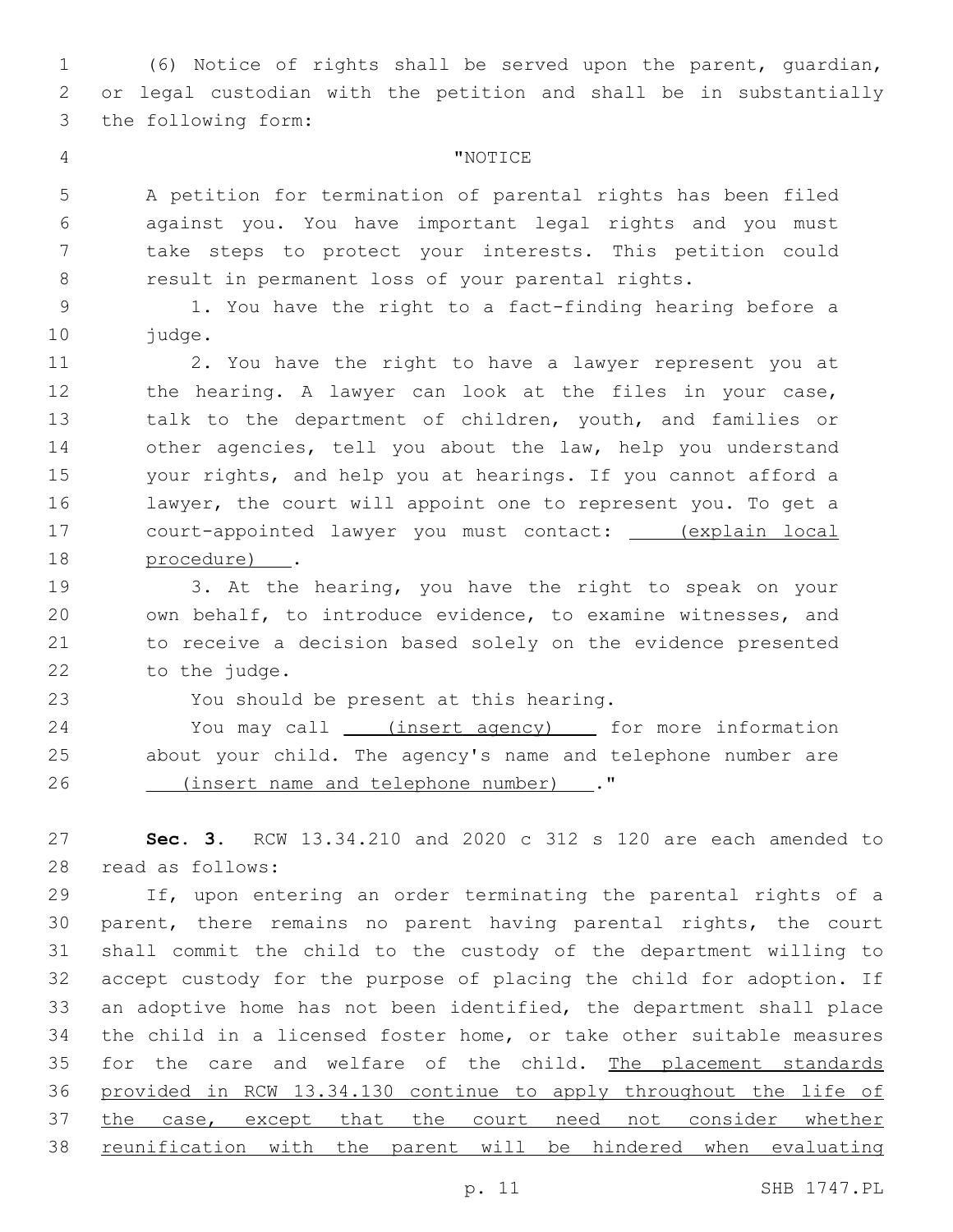(6) Notice of rights shall be served upon the parent, guardian, or legal custodian with the petition and shall be in substantially the following form:

"NOTICE

A petition for termination of parental rights has been filed against you. You have important legal rights and you must take steps to protect your interests. This petition could result in permanent loss of your parental rights.

1. You have the right to a fact-finding hearing before a judge.

2. You have the right to have a lawyer represent you at the hearing. A lawyer can look at the files in your case, talk to the department of children, youth, and families or other agencies, tell you about the law, help you understand your rights, and help you at hearings. If you cannot afford a lawyer, the court will appoint one to represent you. To get a court-appointed lawyer you must contact: <u>(explain local procedure)</u> .

3. At the hearing, you have the right to speak on your own behalf, to introduce evidence, to examine witnesses, and to receive a decision based solely on the evidence presented to the judge.

You should be present at this hearing.

You may call <u>(insert agency)</u> for more information about your child. The agency's name and telephone number are <u>(insert name and telephone number)</u> ."

**Sec. 3.** RCW 13.34.210 and 2020 c 312 s 120 are each amended to read as follows:

If, upon entering an order terminating the parental rights of a parent, there remains no parent having parental rights, the court shall commit the child to the custody of the department willing to accept custody for the purpose of placing the child for adoption. If an adoptive home has not been identified, the department shall place the child in a licensed foster home, or take other suitable measures for the care and welfare of the child. <u>The placement standards provided in RCW 13.34.130 continue to apply throughout the life of the case, except that the court need not consider whether reunification with the parent will be hindered when evaluating</u>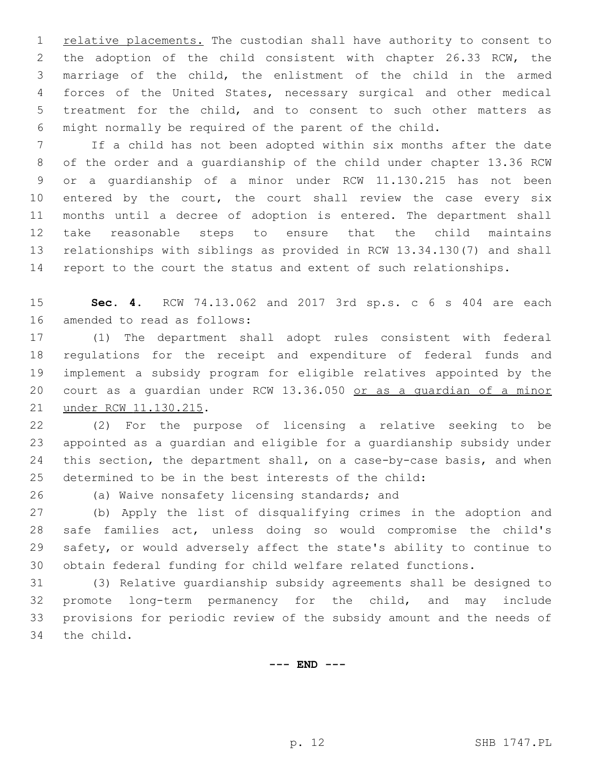relative placements. The custodian shall have authority to consent to the adoption of the child consistent with chapter 26.33 RCW, the marriage of the child, the enlistment of the child in the armed forces of the United States, necessary surgical and other medical treatment for the child, and to consent to such other matters as might normally be required of the parent of the child.

If a child has not been adopted within six months after the date of the order and a guardianship of the child under chapter 13.36 RCW or a guardianship of a minor under RCW 11.130.215 has not been entered by the court, the court shall review the case every six months until a decree of adoption is entered. The department shall take reasonable steps to ensure that the child maintains relationships with siblings as provided in RCW 13.34.130(7) and shall report to the court the status and extent of such relationships.

**Sec. 4.** RCW 74.13.062 and 2017 3rd sp.s. c 6 s 404 are each amended to read as follows:

(1) The department shall adopt rules consistent with federal regulations for the receipt and expenditure of federal funds and implement a subsidy program for eligible relatives appointed by the court as a guardian under RCW 13.36.050 <u>or as a guardian of a minor under RCW 11.130.215</u>.

(2) For the purpose of licensing a relative seeking to be appointed as a guardian and eligible for a guardianship subsidy under this section, the department shall, on a case-by-case basis, and when determined to be in the best interests of the child:

(a) Waive nonsafety licensing standards; and

(b) Apply the list of disqualifying crimes in the adoption and safe families act, unless doing so would compromise the child's safety, or would adversely affect the state's ability to continue to obtain federal funding for child welfare related functions.

(3) Relative guardianship subsidy agreements shall be designed to promote long-term permanency for the child, and may include provisions for periodic review of the subsidy amount and the needs of the child.

**--- END ---**